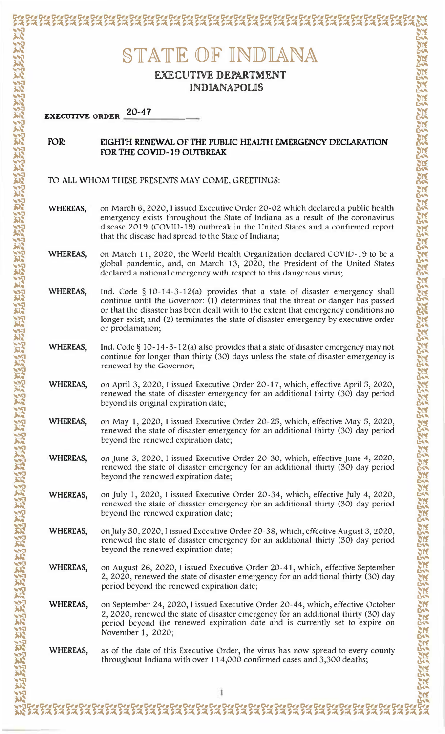# STATE OF INDIANA

## EXECUTIVE DEPARTMENT
## INDIANAPOLIS

**EXECUTIVE ORDER** 20-47

**FOR: EIGHTH RENEWAL OF THE PUBLIC HEALTH EMERGENCY DECLARATION FOR THE COVID-19 OUTBREAK**

TO ALL WHOM THESE PRESENTS MAY COME, GREETINGS:

**WHEREAS,** on March 6, 2020, I issued Executive Order 20-02 which declared a public health emergency exists throughout the State of Indiana as a result of the coronavirus disease 2019 (COVID-19) outbreak in the United States and a confirmed report that the disease had spread to the State of Indiana;

**WHEREAS,** on March 11, 2020, the World Health Organization declared COVID-19 to be a global pandemic, and, on March 13, 2020, the President of the United States declared a national emergency with respect to this dangerous virus;

**WHEREAS,** Ind. Code § 10-14-3-12(a) provides that a state of disaster emergency shall continue until the Governor: (1) determines that the threat or danger has passed or that the disaster has been dealt with to the extent that emergency conditions no longer exist; and (2) terminates the state of disaster emergency by executive order or proclamation;

**WHEREAS,** Ind. Code § 10-14-3-12(a) also provides that a state of disaster emergency may not continue for longer than thirty (30) days unless the state of disaster emergency is renewed by the Governor;

**WHEREAS,** on April 3, 2020, I issued Executive Order 20-17, which, effective April 5, 2020, renewed the state of disaster emergency for an additional thirty (30) day period beyond its original expiration date;

**WHEREAS,** on May 1, 2020, I issued Executive Order 20-25, which, effective May 5, 2020, renewed the state of disaster emergency for an additional thirty (30) day period beyond the renewed expiration date;

**WHEREAS,** on June 3, 2020, I issued Executive Order 20-30, which, effective June 4, 2020, renewed the state of disaster emergency for an additional thirty (30) day period beyond the renewed expiration date;

**WHEREAS,** on July 1, 2020, I issued Executive Order 20-34, which, effective July 4, 2020, renewed the state of disaster emergency for an additional thirty (30) day period beyond the renewed expiration date;

**WHEREAS,** on July 30, 2020, I issued Executive Order 20-38, which, effective August 3, 2020, renewed the state of disaster emergency for an additional thirty (30) day period beyond the renewed expiration date;

**WHEREAS,** on August 26, 2020, I issued Executive Order 20-41, which, effective September 2, 2020, renewed the state of disaster emergency for an additional thirty (30) day period beyond the renewed expiration date;

**WHEREAS,** on September 24, 2020, I issued Executive Order 20-44, which, effective October 2, 2020, renewed the state of disaster emergency for an additional thirty (30) day period beyond the renewed expiration date and is currently set to expire on November 1, 2020;

**WHEREAS,** as of the date of this Executive Order, the virus has now spread to every county throughout Indiana with over 114,000 confirmed cases and 3,300 deaths;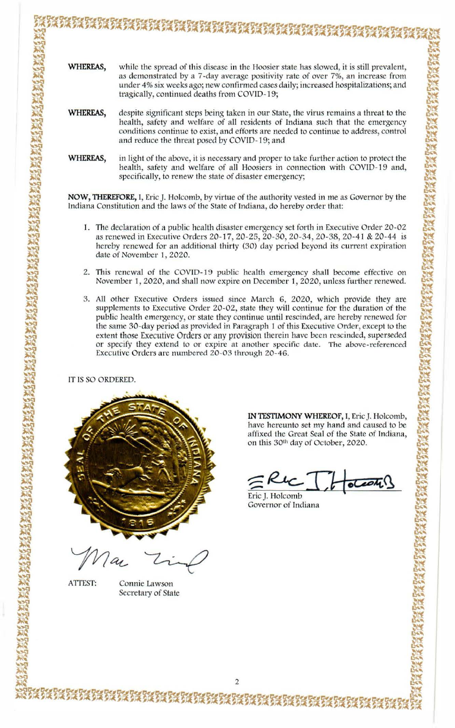**WHEREAS,** while the spread of this disease in the Hoosier state has slowed, it is still prevalent, as demonstrated by a 7-day average positivity rate of over 7%, an increase from under 4% six weeks ago; new confirmed cases daily; increased hospitalizations; and tragically, continued deaths from COVID-19;

**WHEREAS,** despite significant steps being taken in our State, the virus remains a threat to the health, safety and welfare of all residents of Indiana such that the emergency conditions continue to exist, and efforts are needed to continue to address, control and reduce the threat posed by COVID-19; and

**WHEREAS,** in light of the above, it is necessary and proper to take further action to protect the health, safety and welfare of all Hoosiers in connection with COVID-19 and, specifically, to renew the state of disaster emergency;

**NOW, THEREFORE,** I, Eric J. Holcomb, by virtue of the authority vested in me as Governor by the Indiana Constitution and the laws of the State of Indiana, do hereby order that:

1. The declaration of a public health disaster emergency set forth in Executive Order 20-02 as renewed in Executive Orders 20-17, 20-25, 20-30, 20-34, 20-38, 20-41 & 20-44 is hereby renewed for an additional thirty (30) day period beyond its current expiration date of November 1, 2020.

2. This renewal of the COVID-19 public health emergency shall become effective on November 1, 2020, and shall now expire on December 1, 2020, unless further renewed.

3. All other Executive Orders issued since March 6, 2020, which provide they are supplements to Executive Order 20-02, state they will continue for the duration of the public health emergency, or state they continue until rescinded, are hereby renewed for the same 30-day period as provided in Paragraph 1 of this Executive Order, except to the extent those Executive Orders or any provision therein have been rescinded, superseded or specify they extend to or expire at another specific date. The above-referenced Executive Orders are numbered 20-03 through 20-46.

IT IS SO ORDERED.

**IN TESTIMONY WHEREOF,** I, Eric J. Holcomb, have hereunto set my hand and caused to be affixed the Great Seal of the State of Indiana, on this 30th day of October, 2020.

Eric J. Holcomb
Governor of Indiana

ATTEST: Connie Lawson
Secretary of State